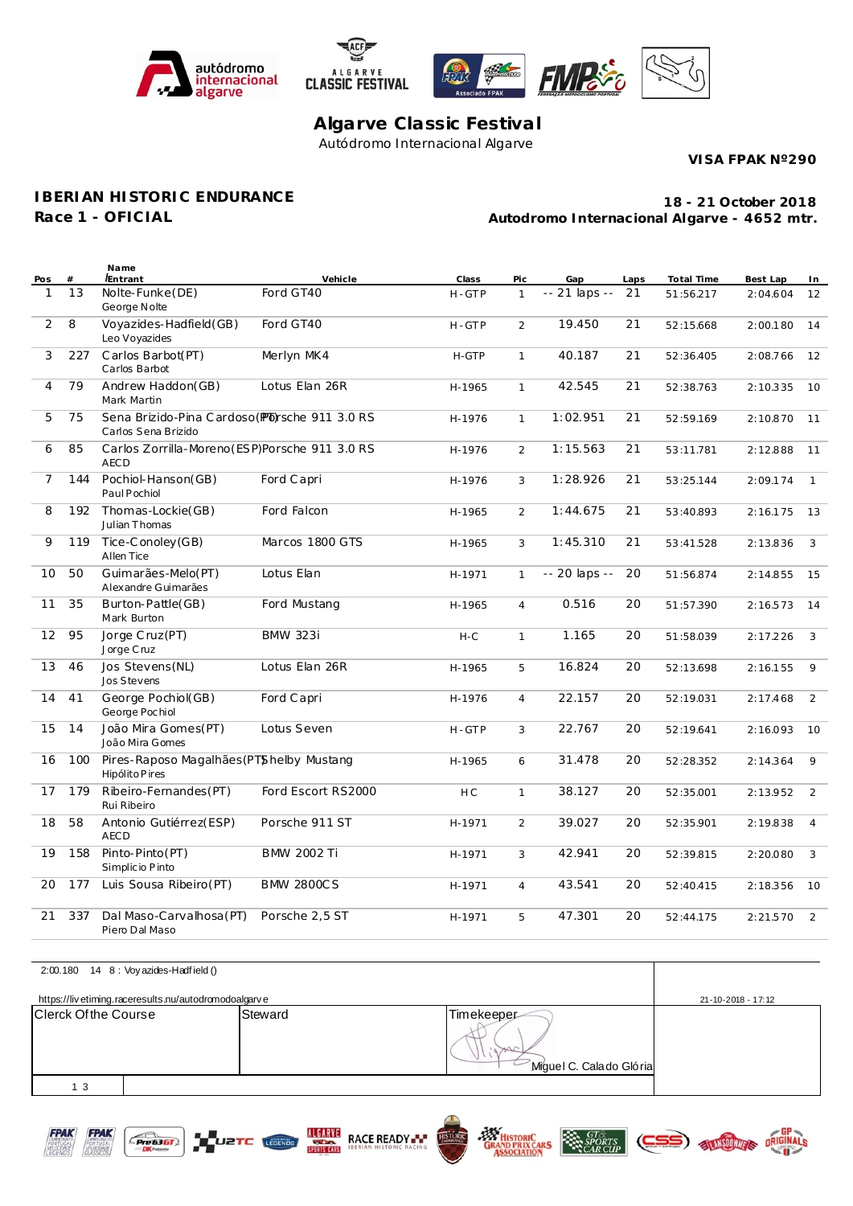# Algarve Classic Festival

Autódromo Internacional Algarve

**VISA FPAK Nº290**

## IBERIAN HISTORIC ENDURANCE
## Race 1 - OFICIAL

**18 - 21 October 2018**
**Autodromo Internacional Algarve - 4652 mtr.**

| Pos | # | Name / Entrant | Vehicle | Class | Pic | Gap | Laps | Total Time | Best Lap | In |
|---|---|---|---|---|---|---|---|---|---|---|
| 1 | 13 | Nolte-Funke(DE) George Nolte | Ford GT40 | H-GTP | 1 | -- 21 laps -- | 21 | 51:56.217 | 2:04.604 | 12 |
| 2 | 8 | Voyazides-Hadfield(GB) Leo Voyazides | Ford GT40 | H-GTP | 2 | 19.450 | 21 | 52:15.668 | 2:00.180 | 14 |
| 3 | 227 | Carlos Barbot(PT) Carlos Barbot | Merlyn MK4 | H-GTP | 1 | 40.187 | 21 | 52:36.405 | 2:08.766 | 12 |
| 4 | 79 | Andrew Haddon(GB) Mark Martin | Lotus Elan 26R | H-1965 | 1 | 42.545 | 21 | 52:38.763 | 2:10.335 | 10 |
| 5 | 75 | Sena Brizido-Pina Cardoso(PT) Carlos Sena Brizido | Porsche 911 3.0 RS | H-1976 | 1 | 1:02.951 | 21 | 52:59.169 | 2:10.870 | 11 |
| 6 | 85 | Carlos Zorrilla-Moreno(ESP) AECD | Porsche 911 3.0 RS | H-1976 | 2 | 1:15.563 | 21 | 53:11.781 | 2:12.888 | 11 |
| 7 | 144 | Pochiol-Hanson(GB) Paul Pochiol | Ford Capri | H-1976 | 3 | 1:28.926 | 21 | 53:25.144 | 2:09.174 | 1 |
| 8 | 192 | Thomas-Lockie(GB) Julian Thomas | Ford Falcon | H-1965 | 2 | 1:44.675 | 21 | 53:40.893 | 2:16.175 | 13 |
| 9 | 119 | Tice-Conoley(GB) Allen Tice | Marcos 1800 GTS | H-1965 | 3 | 1:45.310 | 21 | 53:41.528 | 2:13.836 | 3 |
| 10 | 50 | Guimarães-Melo(PT) Alexandre Guimarães | Lotus Elan | H-1971 | 1 | -- 20 laps -- | 20 | 51:56.874 | 2:14.855 | 15 |
| 11 | 35 | Burton-Pattle(GB) Mark Burton | Ford Mustang | H-1965 | 4 | 0.516 | 20 | 51:57.390 | 2:16.573 | 14 |
| 12 | 95 | Jorge Cruz(PT) Jorge Cruz | BMW 323i | H-C | 1 | 1.165 | 20 | 51:58.039 | 2:17.226 | 3 |
| 13 | 46 | Jos Stevens(NL) Jos Stevens | Lotus Elan 26R | H-1965 | 5 | 16.824 | 20 | 52:13.698 | 2:16.155 | 9 |
| 14 | 41 | George Pochiol(GB) George Pochiol | Ford Capri | H-1976 | 4 | 22.157 | 20 | 52:19.031 | 2:17.468 | 2 |
| 15 | 14 | João Mira Gomes(PT) João Mira Gomes | Lotus Seven | H-GTP | 3 | 22.767 | 20 | 52:19.641 | 2:16.093 | 10 |
| 16 | 100 | Pires-Raposo Magalhães(PT) Hipólito Pires | Shelby Mustang | H-1965 | 6 | 31.478 | 20 | 52:28.352 | 2:14.364 | 9 |
| 17 | 179 | Ribeiro-Fernandes(PT) Rui Ribeiro | Ford Escort RS2000 | HC | 1 | 38.127 | 20 | 52:35.001 | 2:13.952 | 2 |
| 18 | 58 | Antonio Gutiérrez(ESP) AECD | Porsche 911 ST | H-1971 | 2 | 39.027 | 20 | 52:35.901 | 2:19.838 | 4 |
| 19 | 158 | Pinto-Pinto(PT) Simplicio Pinto | BMW 2002 Ti | H-1971 | 3 | 42.941 | 20 | 52:39.815 | 2:20.080 | 3 |
| 20 | 177 | Luis Sousa Ribeiro(PT) | BMW 2800CS | H-1971 | 4 | 43.541 | 20 | 52:40.415 | 2:18.356 | 10 |
| 21 | 337 | Dal Maso-Carvalhosa(PT) Piero Dal Maso | Porsche 2,5 ST | H-1971 | 5 | 47.301 | 20 | 52:44.175 | 2:21.570 | 2 |

2:00.180 14 8 : Voyazides-Hadfield ()

https://livetiming.raceresults.nu/autodromodoalgarve

21-10-2018 - 17:12

| Clerck Of the Course | Steward | Timekeeper |
|---|---|---|
| | | Miguel C. Calado Glória |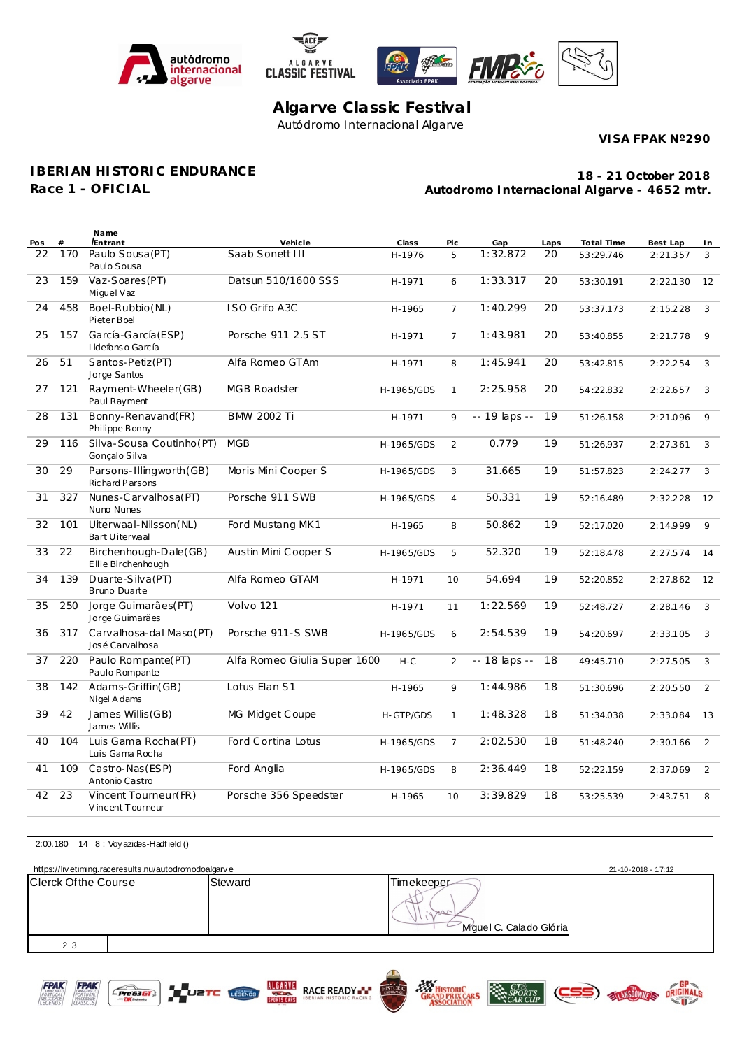# Algarve Classic Festival

Autódromo Internacional Algarve

**VISA FPAK Nº290**

## IBERIAN HISTORIC ENDURANCE

**Race 1 - OFICIAL**

**18 - 21 October 2018**

**Autodromo Internacional Algarve - 4652 mtr.**

| Pos | # | Name / Entrant | Vehicle | Class | Pic | Gap | Laps | Total Time | Best Lap | In |
|---|---|---|---|---|---|---|---|---|---|---|
| 22 | 170 | Paulo Sousa(PT) / Paulo Sousa | Saab Sonett III | H-1976 | 5 | 1:32.872 | 20 | 53:29.746 | 2:21.357 | 3 |
| 23 | 159 | Vaz-Soares(PT) / Miguel Vaz | Datsun 510/1600 SSS | H-1971 | 6 | 1:33.317 | 20 | 53:30.191 | 2:22.130 | 12 |
| 24 | 458 | Boel-Rubbio(NL) / Pieter Boel | ISO Grifo A3C | H-1965 | 7 | 1:40.299 | 20 | 53:37.173 | 2:15.228 | 3 |
| 25 | 157 | García-García(ESP) / Ildefonso García | Porsche 911 2.5 ST | H-1971 | 7 | 1:43.981 | 20 | 53:40.855 | 2:21.778 | 9 |
| 26 | 51 | Santos-Petiz(PT) / Jorge Santos | Alfa Romeo GTAm | H-1971 | 8 | 1:45.941 | 20 | 53:42.815 | 2:22.254 | 3 |
| 27 | 121 | Rayment-Wheeler(GB) / Paul Rayment | MGB Roadster | H-1965/GDS | 1 | 2:25.958 | 20 | 54:22.832 | 2:22.657 | 3 |
| 28 | 131 | Bonny-Renavand(FR) / Philippe Bonny | BMW 2002 Ti | H-1971 | 9 | -- 19 laps -- | 19 | 51:26.158 | 2:21.096 | 9 |
| 29 | 116 | Silva-Sousa Coutinho(PT) / Gonçalo Silva | MGB | H-1965/GDS | 2 | 0.779 | 19 | 51:26.937 | 2:27.361 | 3 |
| 30 | 29 | Parsons-Illingworth(GB) / Richard Parsons | Moris Mini Cooper S | H-1965/GDS | 3 | 31.665 | 19 | 51:57.823 | 2:24.277 | 3 |
| 31 | 327 | Nunes-Carvalhosa(PT) / Nuno Nunes | Porsche 911 SWB | H-1965/GDS | 4 | 50.331 | 19 | 52:16.489 | 2:32.228 | 12 |
| 32 | 101 | Uiterwaal-Nilsson(NL) / Bart Uiterwaal | Ford Mustang MK1 | H-1965 | 8 | 50.862 | 19 | 52:17.020 | 2:14.999 | 9 |
| 33 | 22 | Birchenhough-Dale(GB) / Ellie Birchenhough | Austin Mini Cooper S | H-1965/GDS | 5 | 52.320 | 19 | 52:18.478 | 2:27.574 | 14 |
| 34 | 139 | Duarte-Silva(PT) / Bruno Duarte | Alfa Romeo GTAM | H-1971 | 10 | 54.694 | 19 | 52:20.852 | 2:27.862 | 12 |
| 35 | 250 | Jorge Guimarães(PT) / Jorge Guimarães | Volvo 121 | H-1971 | 11 | 1:22.569 | 19 | 52:48.727 | 2:28.146 | 3 |
| 36 | 317 | Carvalhosa-dal Maso(PT) / José Carvalhosa | Porsche 911-S SWB | H-1965/GDS | 6 | 2:54.539 | 19 | 54:20.697 | 2:33.105 | 3 |
| 37 | 220 | Paulo Rompante(PT) / Paulo Rompante | Alfa Romeo Giulia Super 1600 | H-C | 2 | -- 18 laps -- | 18 | 49:45.710 | 2:27.505 | 3 |
| 38 | 142 | Adams-Griffin(GB) / Nigel Adams | Lotus Elan S1 | H-1965 | 9 | 1:44.986 | 18 | 51:30.696 | 2:20.550 | 2 |
| 39 | 42 | James Willis(GB) / James Willis | MG Midget Coupe | H-GTP/GDS | 1 | 1:48.328 | 18 | 51:34.038 | 2:33.084 | 13 |
| 40 | 104 | Luis Gama Rocha(PT) / Luis Gama Rocha | Ford Cortina Lotus | H-1965/GDS | 7 | 2:02.530 | 18 | 51:48.240 | 2:30.166 | 2 |
| 41 | 109 | Castro-Nas(ESP) / Antonio Castro | Ford Anglia | H-1965/GDS | 8 | 2:36.449 | 18 | 52:22.159 | 2:37.069 | 2 |
| 42 | 23 | Vincent Tourneur(FR) / Vincent Tourneur | Porsche 356 Speedster | H-1965 | 10 | 3:39.829 | 18 | 53:25.539 | 2:43.751 | 8 |

2:00.180 14 8 : Voyazides-Hadfield ()

https://livetiming.raceresults.nu/autodromodoalgarve — 21-10-2018 - 17:12

| Clerck Of the Course | Steward | Timekeeper |
|---|---|---|
| | | Miguel C. Calado Glória |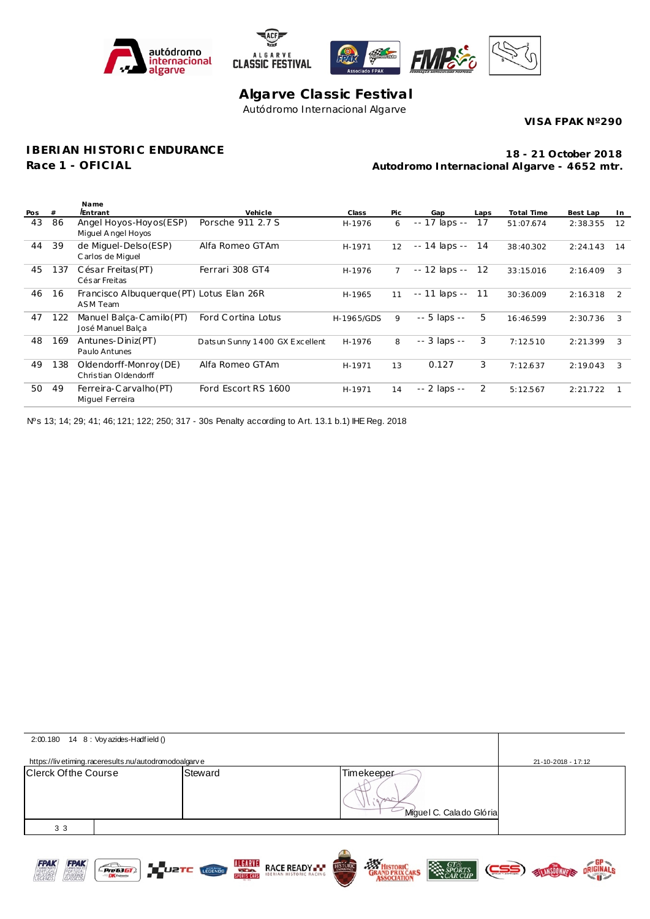# Algarve Classic Festival

Autódromo Internacional Algarve

**VISA FPAK Nº290**

**IBERIAN HISTORIC ENDURANCE**
**Race 1 - OFICIAL**

**18 - 21 October 2018**
**Autodromo Internacional Algarve - 4652 mtr.**

| Pos | # | Name / Entrant | Vehicle | Class | Pic | Gap | Laps | Total Time | Best Lap | In |
|---|---|---|---|---|---|---|---|---|---|---|
| 43 | 86 | Angel Hoyos-Hoyos(ESP) / Miguel Angel Hoyos | Porsche 911 2.7 S | H-1976 | 6 | -- 17 laps -- | 17 | 51:07.674 | 2:38.355 | 12 |
| 44 | 39 | de Miguel-Delso(ESP) / Carlos de Miguel | Alfa Romeo GTAm | H-1971 | 12 | -- 14 laps -- | 14 | 38:40.302 | 2:24.143 | 14 |
| 45 | 137 | César Freitas(PT) / César Freitas | Ferrari 308 GT4 | H-1976 | 7 | -- 12 laps -- | 12 | 33:15.016 | 2:16.409 | 3 |
| 46 | 16 | Francisco Albuquerque(PT) / ASM Team | Lotus Elan 26R | H-1965 | 11 | -- 11 laps -- | 11 | 30:36.009 | 2:16.318 | 2 |
| 47 | 122 | Manuel Balça-Camilo(PT) / José Manuel Balça | Ford Cortina Lotus | H-1965/GDS | 9 | -- 5 laps -- | 5 | 16:46.599 | 2:30.736 | 3 |
| 48 | 169 | Antunes-Diniz(PT) / Paulo Antunes | Datsun Sunny 1400 GX Excellent | H-1976 | 8 | -- 3 laps -- | 3 | 7:12.510 | 2:21.399 | 3 |
| 49 | 138 | Oldendorff-Monroy(DE) / Christian Oldendorff | Alfa Romeo GTAm | H-1971 | 13 | 0.127 | 3 | 7:12.637 | 2:19.043 | 3 |
| 50 | 49 | Ferreira-Carvalho(PT) / Miguel Ferreira | Ford Escort RS 1600 | H-1971 | 14 | -- 2 laps -- | 2 | 5:12.567 | 2:21.722 | 1 |

Nºs 13; 14; 29; 41; 46; 121; 122; 250; 317 - 30s Penalty according to Art. 13.1 b.1) IHE Reg. 2018

2:00.180 14 8 : Voyazides-Hadfield ()

https://livetiming.raceresults.nu/autodromodoalgarve

21-10-2018 - 17:12

| Clerck Of the Course | Steward | Timekeeper |
|---|---|---|
| | | Miguel C. Calado Glória |